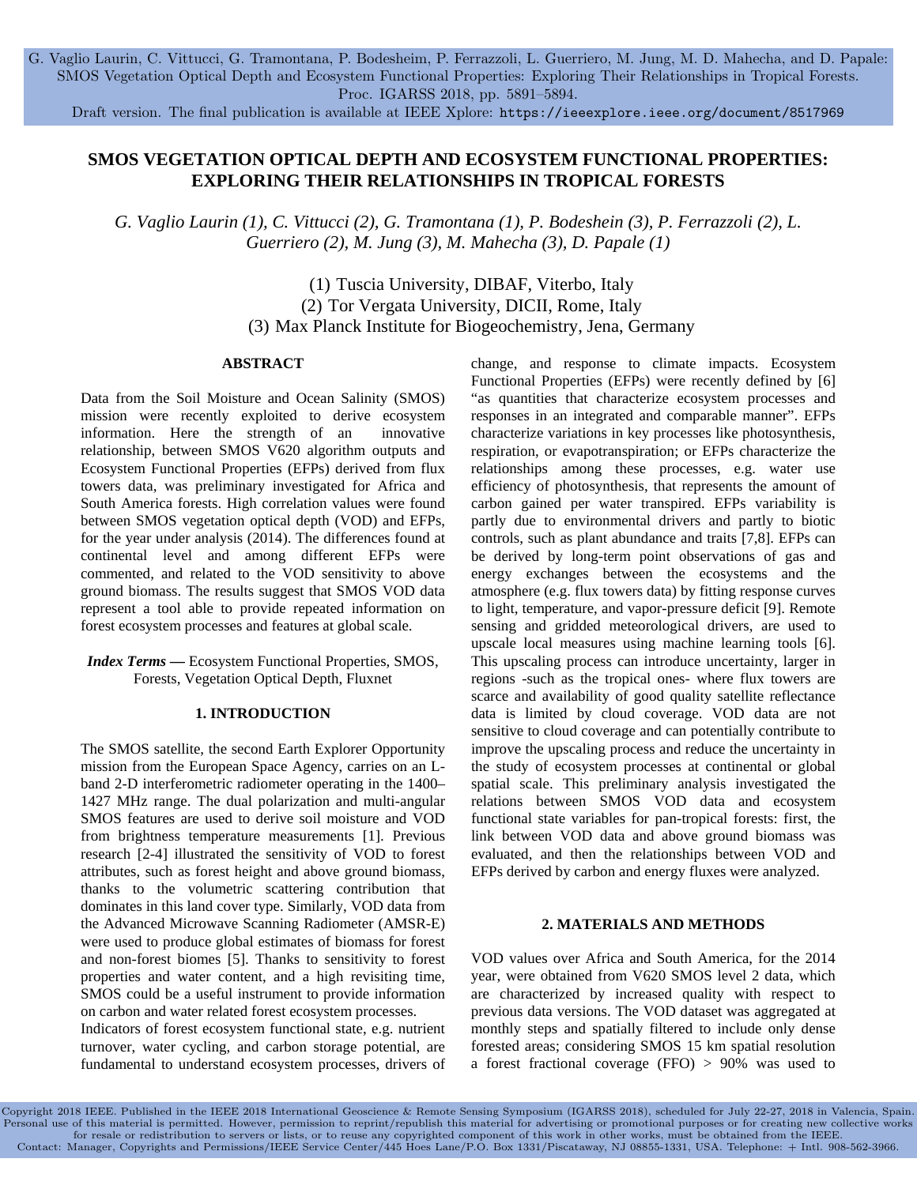# SMOS VEGETATION OPTICAL DEPTH AND ECOSYSTEM FUNCTIONAL PROPERTIES: EXPLORING THEIR RELATIONSHIPS IN TROPICAL FORESTS

*G. Vaglio Laurin (1), C. Vittucci (2), G. Tramontana (1), P. Bodeshein (3), P. Ferrazzoli (2), L. Guerriero (2), M. Jung (3), M. Mahecha (3), D. Papale (1)*

(1) Tuscia University, DIBAF, Viterbo, Italy
(2) Tor Vergata University, DICII, Rome, Italy
(3) Max Planck Institute for Biogeochemistry, Jena, Germany

## ABSTRACT

Data from the Soil Moisture and Ocean Salinity (SMOS) mission were recently exploited to derive ecosystem information. Here the strength of an innovative relationship, between SMOS V620 algorithm outputs and Ecosystem Functional Properties (EFPs) derived from flux towers data, was preliminary investigated for Africa and South America forests. High correlation values were found between SMOS vegetation optical depth (VOD) and EFPs, for the year under analysis (2014). The differences found at continental level and among different EFPs were commented, and related to the VOD sensitivity to above ground biomass. The results suggest that SMOS VOD data represent a tool able to provide repeated information on forest ecosystem processes and features at global scale.

***Index Terms —*** Ecosystem Functional Properties, SMOS, Forests, Vegetation Optical Depth, Fluxnet

## 1. INTRODUCTION

The SMOS satellite, the second Earth Explorer Opportunity mission from the European Space Agency, carries on an L-band 2-D interferometric radiometer operating in the 1400–1427 MHz range. The dual polarization and multi-angular SMOS features are used to derive soil moisture and VOD from brightness temperature measurements [1]. Previous research [2-4] illustrated the sensitivity of VOD to forest attributes, such as forest height and above ground biomass, thanks to the volumetric scattering contribution that dominates in this land cover type. Similarly, VOD data from the Advanced Microwave Scanning Radiometer (AMSR-E) were used to produce global estimates of biomass for forest and non-forest biomes [5]. Thanks to sensitivity to forest properties and water content, and a high revisiting time, SMOS could be a useful instrument to provide information on carbon and water related forest ecosystem processes.

Indicators of forest ecosystem functional state, e.g. nutrient turnover, water cycling, and carbon storage potential, are fundamental to understand ecosystem processes, drivers of change, and response to climate impacts. Ecosystem Functional Properties (EFPs) were recently defined by [6] "as quantities that characterize ecosystem processes and responses in an integrated and comparable manner". EFPs characterize variations in key processes like photosynthesis, respiration, or evapotranspiration; or EFPs characterize the relationships among these processes, e.g. water use efficiency of photosynthesis, that represents the amount of carbon gained per water transpired. EFPs variability is partly due to environmental drivers and partly to biotic controls, such as plant abundance and traits [7,8]. EFPs can be derived by long-term point observations of gas and energy exchanges between the ecosystems and the atmosphere (e.g. flux towers data) by fitting response curves to light, temperature, and vapor-pressure deficit [9]. Remote sensing and gridded meteorological drivers, are used to upscale local measures using machine learning tools [6]. This upscaling process can introduce uncertainty, larger in regions -such as the tropical ones- where flux towers are scarce and availability of good quality satellite reflectance data is limited by cloud coverage. VOD data are not sensitive to cloud coverage and can potentially contribute to improve the upscaling process and reduce the uncertainty in the study of ecosystem processes at continental or global spatial scale. This preliminary analysis investigated the relations between SMOS VOD data and ecosystem functional state variables for pan-tropical forests: first, the link between VOD data and above ground biomass was evaluated, and then the relationships between VOD and EFPs derived by carbon and energy fluxes were analyzed.

## 2. MATERIALS AND METHODS

VOD values over Africa and South America, for the 2014 year, were obtained from V620 SMOS level 2 data, which are characterized by increased quality with respect to previous data versions. The VOD dataset was aggregated at monthly steps and spatially filtered to include only dense forested areas; considering SMOS 15 km spatial resolution a forest fractional coverage (FFO) > 90% was used to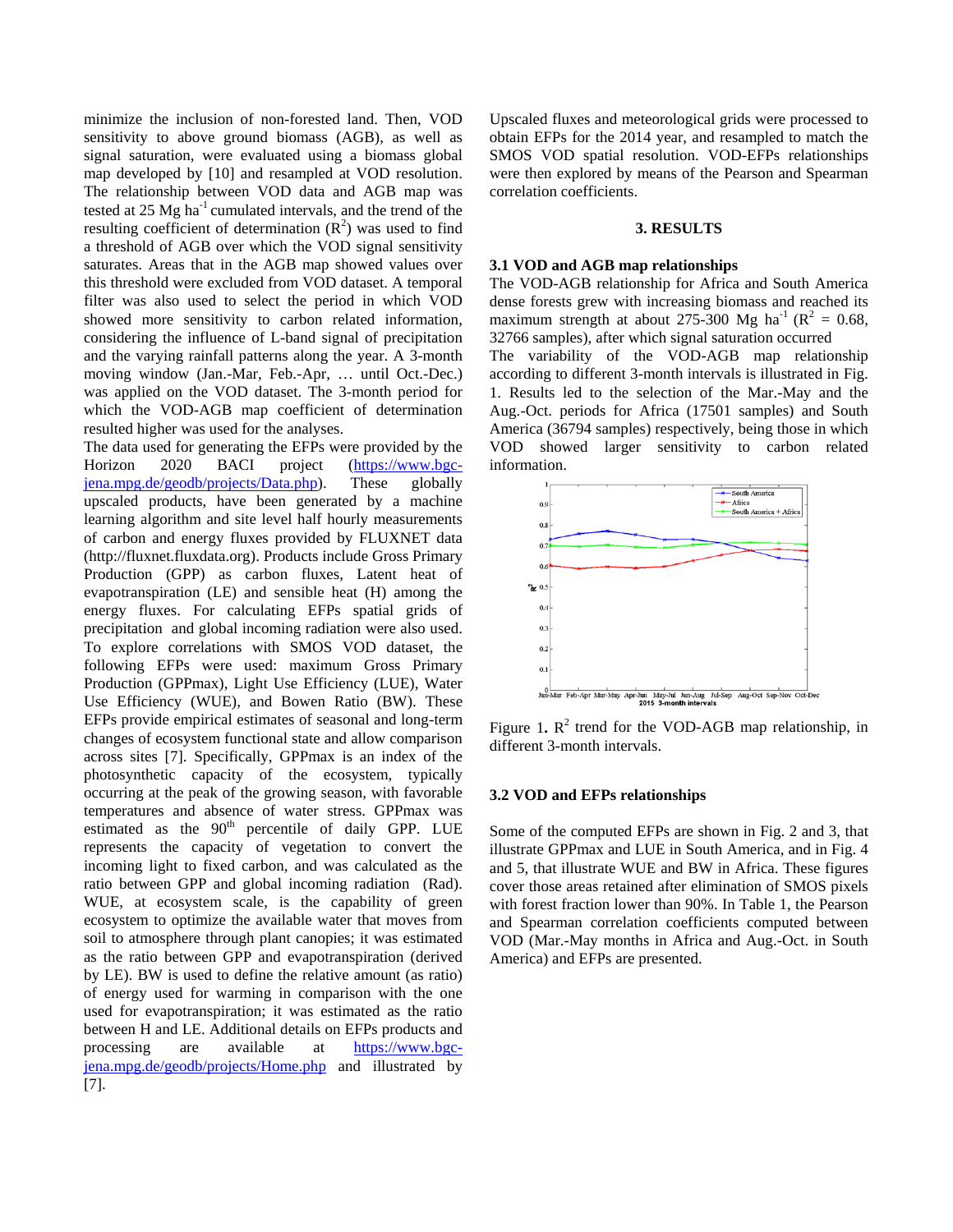minimize the inclusion of non-forested land. Then, VOD sensitivity to above ground biomass (AGB), as well as signal saturation, were evaluated using a biomass global map developed by [10] and resampled at VOD resolution. The relationship between VOD data and AGB map was tested at 25 Mg ha$^{-1}$ cumulated intervals, and the trend of the resulting coefficient of determination ($R^2$) was used to find a threshold of AGB over which the VOD signal sensitivity saturates. Areas that in the AGB map showed values over this threshold were excluded from VOD dataset. A temporal filter was also used to select the period in which VOD showed more sensitivity to carbon related information, considering the influence of L-band signal of precipitation and the varying rainfall patterns along the year. A 3-month moving window (Jan.-Mar, Feb.-Apr, … until Oct.-Dec.) was applied on the VOD dataset. The 3-month period for which the VOD-AGB map coefficient of determination resulted higher was used for the analyses.

The data used for generating the EFPs were provided by the Horizon 2020 BACI project (https://www.bgc-jena.mpg.de/geodb/projects/Data.php). These globally upscaled products, have been generated by a machine learning algorithm and site level half hourly measurements of carbon and energy fluxes provided by FLUXNET data (http://fluxnet.fluxdata.org). Products include Gross Primary Production (GPP) as carbon fluxes, Latent heat of evapotranspiration (LE) and sensible heat (H) among the energy fluxes. For calculating EFPs spatial grids of precipitation and global incoming radiation were also used. To explore correlations with SMOS VOD dataset, the following EFPs were used: maximum Gross Primary Production (GPPmax), Light Use Efficiency (LUE), Water Use Efficiency (WUE), and Bowen Ratio (BW). These EFPs provide empirical estimates of seasonal and long-term changes of ecosystem functional state and allow comparison across sites [7]. Specifically, GPPmax is an index of the photosynthetic capacity of the ecosystem, typically occurring at the peak of the growing season, with favorable temperatures and absence of water stress. GPPmax was estimated as the 90$^{th}$ percentile of daily GPP. LUE represents the capacity of vegetation to convert the incoming light to fixed carbon, and was calculated as the ratio between GPP and global incoming radiation (Rad). WUE, at ecosystem scale, is the capability of green ecosystem to optimize the available water that moves from soil to atmosphere through plant canopies; it was estimated as the ratio between GPP and evapotranspiration (derived by LE). BW is used to define the relative amount (as ratio) of energy used for warming in comparison with the one used for evapotranspiration; it was estimated as the ratio between H and LE. Additional details on EFPs products and processing are available at https://www.bgc-jena.mpg.de/geodb/projects/Home.php and illustrated by [7].

Upscaled fluxes and meteorological grids were processed to obtain EFPs for the 2014 year, and resampled to match the SMOS VOD spatial resolution. VOD-EFPs relationships were then explored by means of the Pearson and Spearman correlation coefficients.

## 3. RESULTS

### 3.1 VOD and AGB map relationships

The VOD-AGB relationship for Africa and South America dense forests grew with increasing biomass and reached its maximum strength at about 275-300 Mg ha$^{-1}$ ($R^2$ = 0.68, 32766 samples), after which signal saturation occurred

The variability of the VOD-AGB map relationship according to different 3-month intervals is illustrated in Fig. 1. Results led to the selection of the Mar.-May and the Aug.-Oct. periods for Africa (17501 samples) and South America (36794 samples) respectively, being those in which VOD showed larger sensitivity to carbon related information.

Figure 1. $R^2$ trend for the VOD-AGB map relationship, in different 3-month intervals.

### 3.2 VOD and EFPs relationships

Some of the computed EFPs are shown in Fig. 2 and 3, that illustrate GPPmax and LUE in South America, and in Fig. 4 and 5, that illustrate WUE and BW in Africa. These figures cover those areas retained after elimination of SMOS pixels with forest fraction lower than 90%. In Table 1, the Pearson and Spearman correlation coefficients computed between VOD (Mar.-May months in Africa and Aug.-Oct. in South America) and EFPs are presented.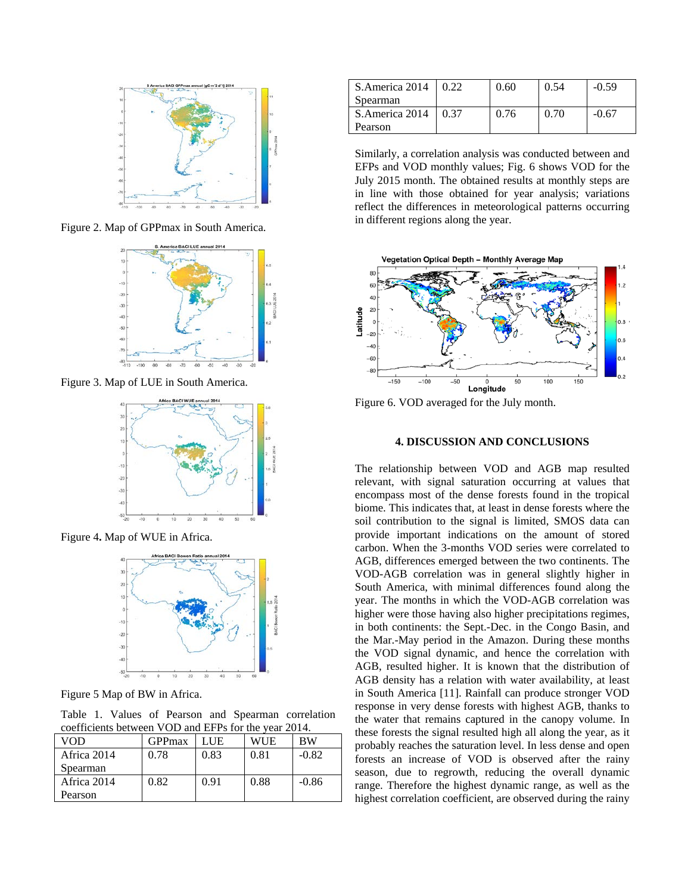Figure 2. Map of GPPmax in South America.

Figure 3. Map of LUE in South America.

Figure 4**.** Map of WUE in Africa.

Figure 5 Map of BW in Africa.

Table 1. Values of Pearson and Spearman correlation coefficients between VOD and EFPs for the year 2014.

| VOD | GPPmax | LUE | WUE | BW |
|---|---|---|---|---|
| Africa 2014 Spearman | 0.78 | 0.83 | 0.81 | -0.82 |
| Africa 2014 Pearson | 0.82 | 0.91 | 0.88 | -0.86 |
| S.America 2014 Spearman | 0.22 | 0.60 | 0.54 | -0.59 |
| S.America 2014 Pearson | 0.37 | 0.76 | 0.70 | -0.67 |

Similarly, a correlation analysis was conducted between and EFPs and VOD monthly values; Fig. 6 shows VOD for the July 2015 month. The obtained results at monthly steps are in line with those obtained for year analysis; variations reflect the differences in meteorological patterns occurring in different regions along the year.

Figure 6. VOD averaged for the July month.

## 4. DISCUSSION AND CONCLUSIONS

The relationship between VOD and AGB map resulted relevant, with signal saturation occurring at values that encompass most of the dense forests found in the tropical biome. This indicates that, at least in dense forests where the soil contribution to the signal is limited, SMOS data can provide important indications on the amount of stored carbon. When the 3-months VOD series were correlated to AGB, differences emerged between the two continents. The VOD-AGB correlation was in general slightly higher in South America, with minimal differences found along the year. The months in which the VOD-AGB correlation was higher were those having also higher precipitations regimes, in both continents: the Sept.-Dec. in the Congo Basin, and the Mar.-May period in the Amazon. During these months the VOD signal dynamic, and hence the correlation with AGB, resulted higher. It is known that the distribution of AGB density has a relation with water availability, at least in South America [11]. Rainfall can produce stronger VOD response in very dense forests with highest AGB, thanks to the water that remains captured in the canopy volume. In these forests the signal resulted high all along the year, as it probably reaches the saturation level. In less dense and open forests an increase of VOD is observed after the rainy season, due to regrowth, reducing the overall dynamic range. Therefore the highest dynamic range, as well as the highest correlation coefficient, are observed during the rainy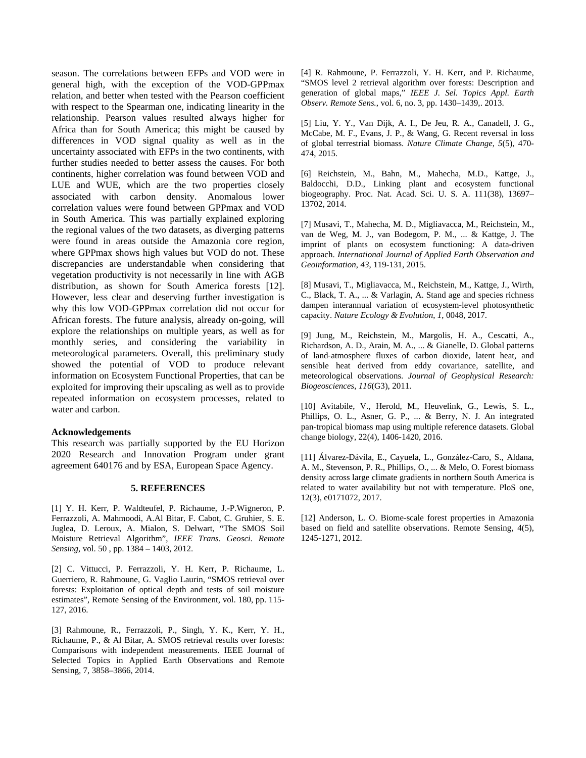season. The correlations between EFPs and VOD were in general high, with the exception of the VOD-GPPmax relation, and better when tested with the Pearson coefficient with respect to the Spearman one, indicating linearity in the relationship. Pearson values resulted always higher for Africa than for South America; this might be caused by differences in VOD signal quality as well as in the uncertainty associated with EFPs in the two continents, with further studies needed to better assess the causes. For both continents, higher correlation was found between VOD and LUE and WUE, which are the two properties closely associated with carbon density. Anomalous lower correlation values were found between GPPmax and VOD in South America. This was partially explained exploring the regional values of the two datasets, as diverging patterns were found in areas outside the Amazonia core region, where GPPmax shows high values but VOD do not. These discrepancies are understandable when considering that vegetation productivity is not necessarily in line with AGB distribution, as shown for South America forests [12]. However, less clear and deserving further investigation is why this low VOD-GPPmax correlation did not occur for African forests. The future analysis, already on-going, will explore the relationships on multiple years, as well as for monthly series, and considering the variability in meteorological parameters. Overall, this preliminary study showed the potential of VOD to produce relevant information on Ecosystem Functional Properties, that can be exploited for improving their upscaling as well as to provide repeated information on ecosystem processes, related to water and carbon.

**Acknowledgements**

This research was partially supported by the EU Horizon 2020 Research and Innovation Program under grant agreement 640176 and by ESA, European Space Agency.

## 5. REFERENCES

[1] Y. H. Kerr, P. Waldteufel, P. Richaume, J.-P.Wigneron, P. Ferrazzoli, A. Mahmoodi, A.Al Bitar, F. Cabot, C. Gruhier, S. E. Juglea, D. Leroux, A. Mialon, S. Delwart, "The SMOS Soil Moisture Retrieval Algorithm", *IEEE Trans. Geosci. Remote Sensing*, vol. 50 , pp. 1384 – 1403, 2012.

[2] C. Vittucci, P. Ferrazzoli, Y. H. Kerr, P. Richaume, L. Guerriero, R. Rahmoune, G. Vaglio Laurin, "SMOS retrieval over forests: Exploitation of optical depth and tests of soil moisture estimates", Remote Sensing of the Environment, vol. 180, pp. 115-127, 2016.

[3] Rahmoune, R., Ferrazzoli, P., Singh, Y. K., Kerr, Y. H., Richaume, P., & Al Bitar, A. SMOS retrieval results over forests: Comparisons with independent measurements. IEEE Journal of Selected Topics in Applied Earth Observations and Remote Sensing, 7, 3858–3866, 2014.

[4] R. Rahmoune, P. Ferrazzoli, Y. H. Kerr, and P. Richaume, "SMOS level 2 retrieval algorithm over forests: Description and generation of global maps," *IEEE J. Sel. Topics Appl. Earth Observ. Remote Sens.*, vol. 6, no. 3, pp. 1430–1439,. 2013.

[5] Liu, Y. Y., Van Dijk, A. I., De Jeu, R. A., Canadell, J. G., McCabe, M. F., Evans, J. P., & Wang, G. Recent reversal in loss of global terrestrial biomass. *Nature Climate Change*, *5*(5), 470-474, 2015.

[6] Reichstein, M., Bahn, M., Mahecha, M.D., Kattge, J., Baldocchi, D.D., Linking plant and ecosystem functional biogeography. Proc. Nat. Acad. Sci. U. S. A. 111(38), 13697–13702, 2014.

[7] Musavi, T., Mahecha, M. D., Migliavacca, M., Reichstein, M., van de Weg, M. J., van Bodegom, P. M., ... & Kattge, J. The imprint of plants on ecosystem functioning: A data-driven approach. *International Journal of Applied Earth Observation and Geoinformation*, *43*, 119-131, 2015.

[8] Musavi, T., Migliavacca, M., Reichstein, M., Kattge, J., Wirth, C., Black, T. A., ... & Varlagin, A. Stand age and species richness dampen interannual variation of ecosystem-level photosynthetic capacity. *Nature Ecology & Evolution*, *1*, 0048, 2017.

[9] Jung, M., Reichstein, M., Margolis, H. A., Cescatti, A., Richardson, A. D., Arain, M. A., ... & Gianelle, D. Global patterns of land-atmosphere fluxes of carbon dioxide, latent heat, and sensible heat derived from eddy covariance, satellite, and meteorological observations. *Journal of Geophysical Research: Biogeosciences*, *116*(G3), 2011.

[10] Avitabile, V., Herold, M., Heuvelink, G., Lewis, S. L., Phillips, O. L., Asner, G. P., ... & Berry, N. J. An integrated pan-tropical biomass map using multiple reference datasets. Global change biology, 22(4), 1406-1420, 2016.

[11] Álvarez-Dávila, E., Cayuela, L., González-Caro, S., Aldana, A. M., Stevenson, P. R., Phillips, O., ... & Melo, O. Forest biomass density across large climate gradients in northern South America is related to water availability but not with temperature. PloS one, 12(3), e0171072, 2017.

[12] Anderson, L. O. Biome-scale forest properties in Amazonia based on field and satellite observations. Remote Sensing, 4(5), 1245-1271, 2012.